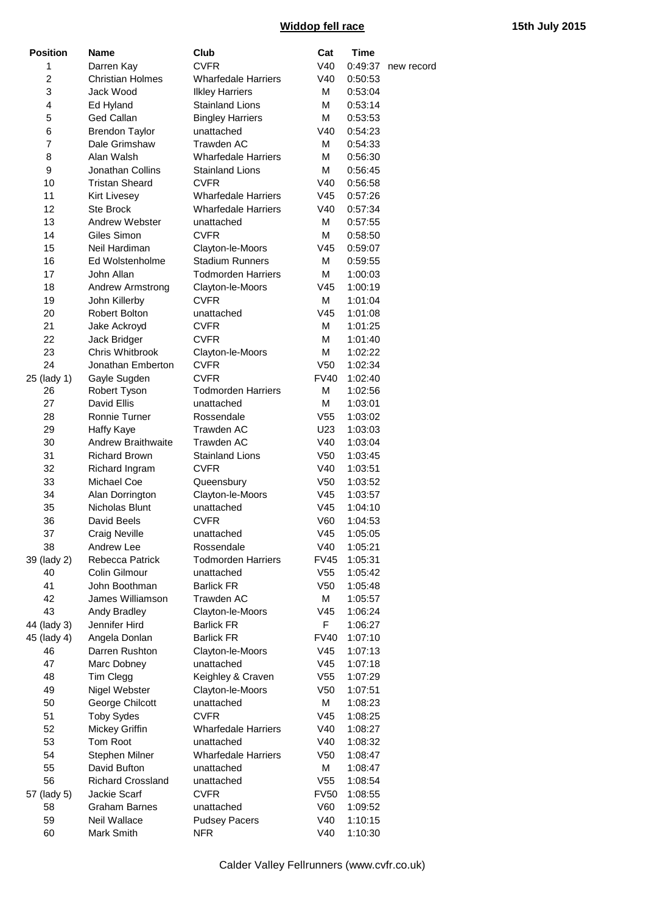# Widdop fell race

**15th July 2015**

| Position | Name | Club | Cat | Time | |
|---|---|---|---|---|---|
| 1 | Darren Kay | CVFR | V40 | 0:49:37 | new record |
| 2 | Christian Holmes | Wharfedale Harriers | V40 | 0:50:53 | |
| 3 | Jack Wood | Ilkley Harriers | M | 0:53:04 | |
| 4 | Ed Hyland | Stainland Lions | M | 0:53:14 | |
| 5 | Ged Callan | Bingley Harriers | M | 0:53:53 | |
| 6 | Brendon Taylor | unattached | V40 | 0:54:23 | |
| 7 | Dale Grimshaw | Trawden AC | M | 0:54:33 | |
| 8 | Alan Walsh | Wharfedale Harriers | M | 0:56:30 | |
| 9 | Jonathan Collins | Stainland Lions | M | 0:56:45 | |
| 10 | Tristan Sheard | CVFR | V40 | 0:56:58 | |
| 11 | Kirt Livesey | Wharfedale Harriers | V45 | 0:57:26 | |
| 12 | Ste Brock | Wharfedale Harriers | V40 | 0:57:34 | |
| 13 | Andrew Webster | unattached | M | 0:57:55 | |
| 14 | Giles Simon | CVFR | M | 0:58:50 | |
| 15 | Neil Hardiman | Clayton-le-Moors | V45 | 0:59:07 | |
| 16 | Ed Wolstenholme | Stadium Runners | M | 0:59:55 | |
| 17 | John Allan | Todmorden Harriers | M | 1:00:03 | |
| 18 | Andrew Armstrong | Clayton-le-Moors | V45 | 1:00:19 | |
| 19 | John Killerby | CVFR | M | 1:01:04 | |
| 20 | Robert Bolton | unattached | V45 | 1:01:08 | |
| 21 | Jake Ackroyd | CVFR | M | 1:01:25 | |
| 22 | Jack Bridger | CVFR | M | 1:01:40 | |
| 23 | Chris Whitbrook | Clayton-le-Moors | M | 1:02:22 | |
| 24 | Jonathan Emberton | CVFR | V50 | 1:02:34 | |
| 25 (lady 1) | Gayle Sugden | CVFR | FV40 | 1:02:40 | |
| 26 | Robert Tyson | Todmorden Harriers | M | 1:02:56 | |
| 27 | David Ellis | unattached | M | 1:03:01 | |
| 28 | Ronnie Turner | Rossendale | V55 | 1:03:02 | |
| 29 | Haffy Kaye | Trawden AC | U23 | 1:03:03 | |
| 30 | Andrew Braithwaite | Trawden AC | V40 | 1:03:04 | |
| 31 | Richard Brown | Stainland Lions | V50 | 1:03:45 | |
| 32 | Richard Ingram | CVFR | V40 | 1:03:51 | |
| 33 | Michael Coe | Queensbury | V50 | 1:03:52 | |
| 34 | Alan Dorrington | Clayton-le-Moors | V45 | 1:03:57 | |
| 35 | Nicholas Blunt | unattached | V45 | 1:04:10 | |
| 36 | David Beels | CVFR | V60 | 1:04:53 | |
| 37 | Craig Neville | unattached | V45 | 1:05:05 | |
| 38 | Andrew Lee | Rossendale | V40 | 1:05:21 | |
| 39 (lady 2) | Rebecca Patrick | Todmorden Harriers | FV45 | 1:05:31 | |
| 40 | Colin Gilmour | unattached | V55 | 1:05:42 | |
| 41 | John Boothman | Barlick FR | V50 | 1:05:48 | |
| 42 | James Williamson | Trawden AC | M | 1:05:57 | |
| 43 | Andy Bradley | Clayton-le-Moors | V45 | 1:06:24 | |
| 44 (lady 3) | Jennifer Hird | Barlick FR | F | 1:06:27 | |
| 45 (lady 4) | Angela Donlan | Barlick FR | FV40 | 1:07:10 | |
| 46 | Darren Rushton | Clayton-le-Moors | V45 | 1:07:13 | |
| 47 | Marc Dobney | unattached | V45 | 1:07:18 | |
| 48 | Tim Clegg | Keighley & Craven | V55 | 1:07:29 | |
| 49 | Nigel Webster | Clayton-le-Moors | V50 | 1:07:51 | |
| 50 | George Chilcott | unattached | M | 1:08:23 | |
| 51 | Toby Sydes | CVFR | V45 | 1:08:25 | |
| 52 | Mickey Griffin | Wharfedale Harriers | V40 | 1:08:27 | |
| 53 | Tom Root | unattached | V40 | 1:08:32 | |
| 54 | Stephen Milner | Wharfedale Harriers | V50 | 1:08:47 | |
| 55 | David Bufton | unattached | M | 1:08:47 | |
| 56 | Richard Crossland | unattached | V55 | 1:08:54 | |
| 57 (lady 5) | Jackie Scarf | CVFR | FV50 | 1:08:55 | |
| 58 | Graham Barnes | unattached | V60 | 1:09:52 | |
| 59 | Neil Wallace | Pudsey Pacers | V40 | 1:10:15 | |
| 60 | Mark Smith | NFR | V40 | 1:10:30 | |

Calder Valley Fellrunners (www.cvfr.co.uk)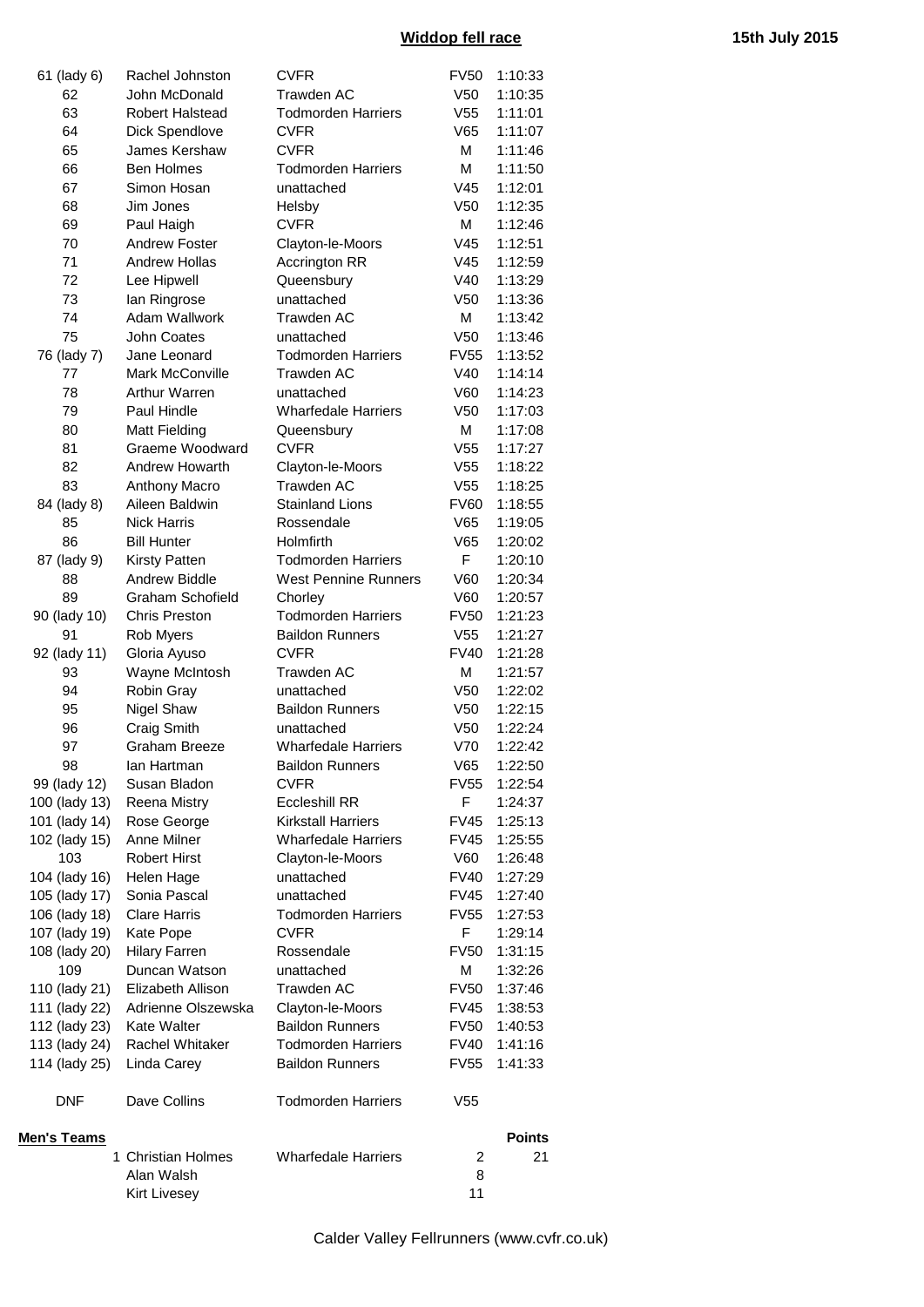## Widdop fell race

15th July 2015

| | | | | |
|---|---|---|---|---|
| 61 (lady 6) | Rachel Johnston | CVFR | FV50 | 1:10:33 |
| 62 | John McDonald | Trawden AC | V50 | 1:10:35 |
| 63 | Robert Halstead | Todmorden Harriers | V55 | 1:11:01 |
| 64 | Dick Spendlove | CVFR | V65 | 1:11:07 |
| 65 | James Kershaw | CVFR | M | 1:11:46 |
| 66 | Ben Holmes | Todmorden Harriers | M | 1:11:50 |
| 67 | Simon Hosan | unattached | V45 | 1:12:01 |
| 68 | Jim Jones | Helsby | V50 | 1:12:35 |
| 69 | Paul Haigh | CVFR | M | 1:12:46 |
| 70 | Andrew Foster | Clayton-le-Moors | V45 | 1:12:51 |
| 71 | Andrew Hollas | Accrington RR | V45 | 1:12:59 |
| 72 | Lee Hipwell | Queensbury | V40 | 1:13:29 |
| 73 | Ian Ringrose | unattached | V50 | 1:13:36 |
| 74 | Adam Wallwork | Trawden AC | M | 1:13:42 |
| 75 | John Coates | unattached | V50 | 1:13:46 |
| 76 (lady 7) | Jane Leonard | Todmorden Harriers | FV55 | 1:13:52 |
| 77 | Mark McConville | Trawden AC | V40 | 1:14:14 |
| 78 | Arthur Warren | unattached | V60 | 1:14:23 |
| 79 | Paul Hindle | Wharfedale Harriers | V50 | 1:17:03 |
| 80 | Matt Fielding | Queensbury | M | 1:17:08 |
| 81 | Graeme Woodward | CVFR | V55 | 1:17:27 |
| 82 | Andrew Howarth | Clayton-le-Moors | V55 | 1:18:22 |
| 83 | Anthony Macro | Trawden AC | V55 | 1:18:25 |
| 84 (lady 8) | Aileen Baldwin | Stainland Lions | FV60 | 1:18:55 |
| 85 | Nick Harris | Rossendale | V65 | 1:19:05 |
| 86 | Bill Hunter | Holmfirth | V65 | 1:20:02 |
| 87 (lady 9) | Kirsty Patten | Todmorden Harriers | F | 1:20:10 |
| 88 | Andrew Biddle | West Pennine Runners | V60 | 1:20:34 |
| 89 | Graham Schofield | Chorley | V60 | 1:20:57 |
| 90 (lady 10) | Chris Preston | Todmorden Harriers | FV50 | 1:21:23 |
| 91 | Rob Myers | Baildon Runners | V55 | 1:21:27 |
| 92 (lady 11) | Gloria Ayuso | CVFR | FV40 | 1:21:28 |
| 93 | Wayne McIntosh | Trawden AC | M | 1:21:57 |
| 94 | Robin Gray | unattached | V50 | 1:22:02 |
| 95 | Nigel Shaw | Baildon Runners | V50 | 1:22:15 |
| 96 | Craig Smith | unattached | V50 | 1:22:24 |
| 97 | Graham Breeze | Wharfedale Harriers | V70 | 1:22:42 |
| 98 | Ian Hartman | Baildon Runners | V65 | 1:22:50 |
| 99 (lady 12) | Susan Bladon | CVFR | FV55 | 1:22:54 |
| 100 (lady 13) | Reena Mistry | Eccleshill RR | F | 1:24:37 |
| 101 (lady 14) | Rose George | Kirkstall Harriers | FV45 | 1:25:13 |
| 102 (lady 15) | Anne Milner | Wharfedale Harriers | FV45 | 1:25:55 |
| 103 | Robert Hirst | Clayton-le-Moors | V60 | 1:26:48 |
| 104 (lady 16) | Helen Hage | unattached | FV40 | 1:27:29 |
| 105 (lady 17) | Sonia Pascal | unattached | FV45 | 1:27:40 |
| 106 (lady 18) | Clare Harris | Todmorden Harriers | FV55 | 1:27:53 |
| 107 (lady 19) | Kate Pope | CVFR | F | 1:29:14 |
| 108 (lady 20) | Hilary Farren | Rossendale | FV50 | 1:31:15 |
| 109 | Duncan Watson | unattached | M | 1:32:26 |
| 110 (lady 21) | Elizabeth Allison | Trawden AC | FV50 | 1:37:46 |
| 111 (lady 22) | Adrienne Olszewska | Clayton-le-Moors | FV45 | 1:38:53 |
| 112 (lady 23) | Kate Walter | Baildon Runners | FV50 | 1:40:53 |
| 113 (lady 24) | Rachel Whitaker | Todmorden Harriers | FV40 | 1:41:16 |
| 114 (lady 25) | Linda Carey | Baildon Runners | FV55 | 1:41:33 |
| | | | | |
| DNF | Dave Collins | Todmorden Harriers | V55 | |

**Men's Teams**

| | | | | Points |
|---|---|---|---|---|
| 1 | Christian Holmes | Wharfedale Harriers | 2 | 21 |
| | Alan Walsh | | 8 | |
| | Kirt Livesey | | 11 | |

Calder Valley Fellrunners (www.cvfr.co.uk)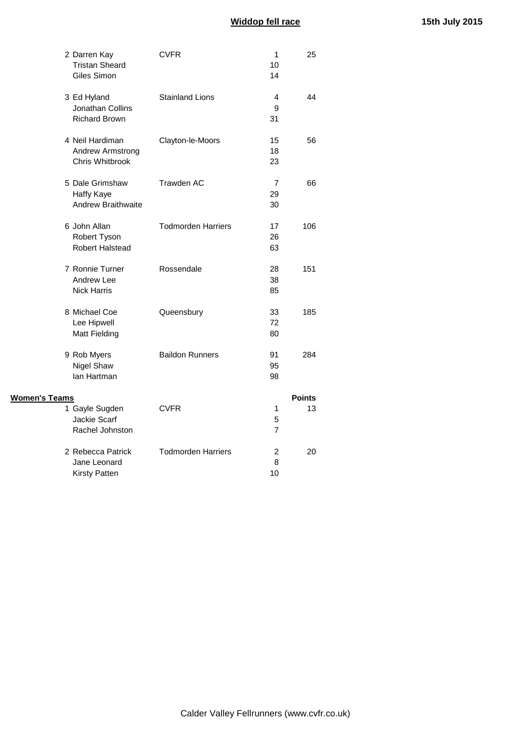**Widdop fell race** **15th July 2015**

| | | | | |
|---|---|---|---|---|
| 2 | Darren Kay | CVFR | 1 | 25 |
| | Tristan Sheard | | 10 | |
| | Giles Simon | | 14 | |
| 3 | Ed Hyland | Stainland Lions | 4 | 44 |
| | Jonathan Collins | | 9 | |
| | Richard Brown | | 31 | |
| 4 | Neil Hardiman | Clayton-le-Moors | 15 | 56 |
| | Andrew Armstrong | | 18 | |
| | Chris Whitbrook | | 23 | |
| 5 | Dale Grimshaw | Trawden AC | 7 | 66 |
| | Haffy Kaye | | 29 | |
| | Andrew Braithwaite | | 30 | |
| 6 | John Allan | Todmorden Harriers | 17 | 106 |
| | Robert Tyson | | 26 | |
| | Robert Halstead | | 63 | |
| 7 | Ronnie Turner | Rossendale | 28 | 151 |
| | Andrew Lee | | 38 | |
| | Nick Harris | | 85 | |
| 8 | Michael Coe | Queensbury | 33 | 185 |
| | Lee Hipwell | | 72 | |
| | Matt Fielding | | 80 | |
| 9 | Rob Myers | Baildon Runners | 91 | 284 |
| | Nigel Shaw | | 95 | |
| | Ian Hartman | | 98 | |

**Women's Teams**

| | | | | Points |
|---|---|---|---|---|
| 1 | Gayle Sugden | CVFR | 1 | 13 |
| | Jackie Scarf | | 5 | |
| | Rachel Johnston | | 7 | |
| 2 | Rebecca Patrick | Todmorden Harriers | 2 | 20 |
| | Jane Leonard | | 8 | |
| | Kirsty Patten | | 10 | |

Calder Valley Fellrunners (www.cvfr.co.uk)